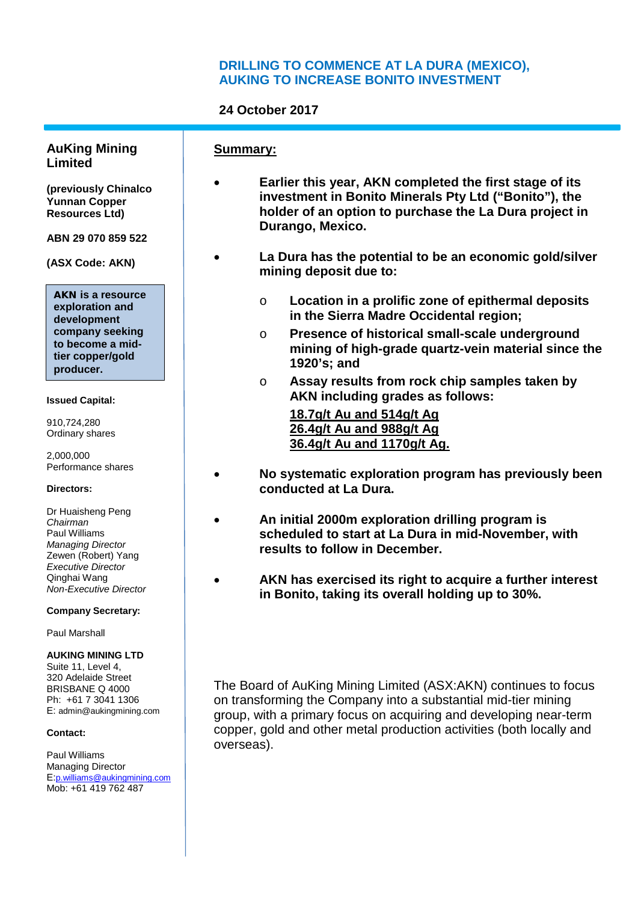# DRILLING TO COMMENCE AT LA DURA (MEXICO), AUKING TO INCREASE BONITO INVESTMENT

**24 October 2017**

## AuKing Mining Limited

**(previously Chinalco Yunnan Copper Resources Ltd)**

**ABN 29 070 859 522**

**(ASX Code: AKN)**

**AKN is a resource exploration and development company seeking to become a mid-tier copper/gold producer.**

**Issued Capital:**

910,724,280
Ordinary shares

2,000,000
Performance shares

**Directors:**

Dr Huaisheng Peng
*Chairman*
Paul Williams
*Managing Director*
Zewen (Robert) Yang
*Executive Director*
Qinghai Wang
*Non-Executive Director*

**Company Secretary:**

Paul Marshall

**AUKING MINING LTD**
Suite 11, Level 4,
320 Adelaide Street
BRISBANE Q 4000
Ph: +61 7 3041 1306
E: admin@aukingmining.com

**Contact:**

Paul Williams
Managing Director
E:p.williams@aukingmining.com
Mob: +61 419 762 487

## Summary:

- **Earlier this year, AKN completed the first stage of its investment in Bonito Minerals Pty Ltd ("Bonito"), the holder of an option to purchase the La Dura project in Durango, Mexico.**
- **La Dura has the potential to be an economic gold/silver mining deposit due to:**
  - **Location in a prolific zone of epithermal deposits in the Sierra Madre Occidental region;**
  - **Presence of historical small-scale underground mining of high-grade quartz-vein material since the 1920's; and**
  - **Assay results from rock chip samples taken by AKN including grades as follows:**
    **<u>18.7g/t Au and 514g/t Ag</u>**
    **<u>26.4g/t Au and 988g/t Ag</u>**
    **<u>36.4g/t Au and 1170g/t Ag.</u>**
- **No systematic exploration program has previously been conducted at La Dura.**
- **An initial 2000m exploration drilling program is scheduled to start at La Dura in mid-November, with results to follow in December.**
- **AKN has exercised its right to acquire a further interest in Bonito, taking its overall holding up to 30%.**

The Board of AuKing Mining Limited (ASX:AKN) continues to focus on transforming the Company into a substantial mid-tier mining group, with a primary focus on acquiring and developing near-term copper, gold and other metal production activities (both locally and overseas).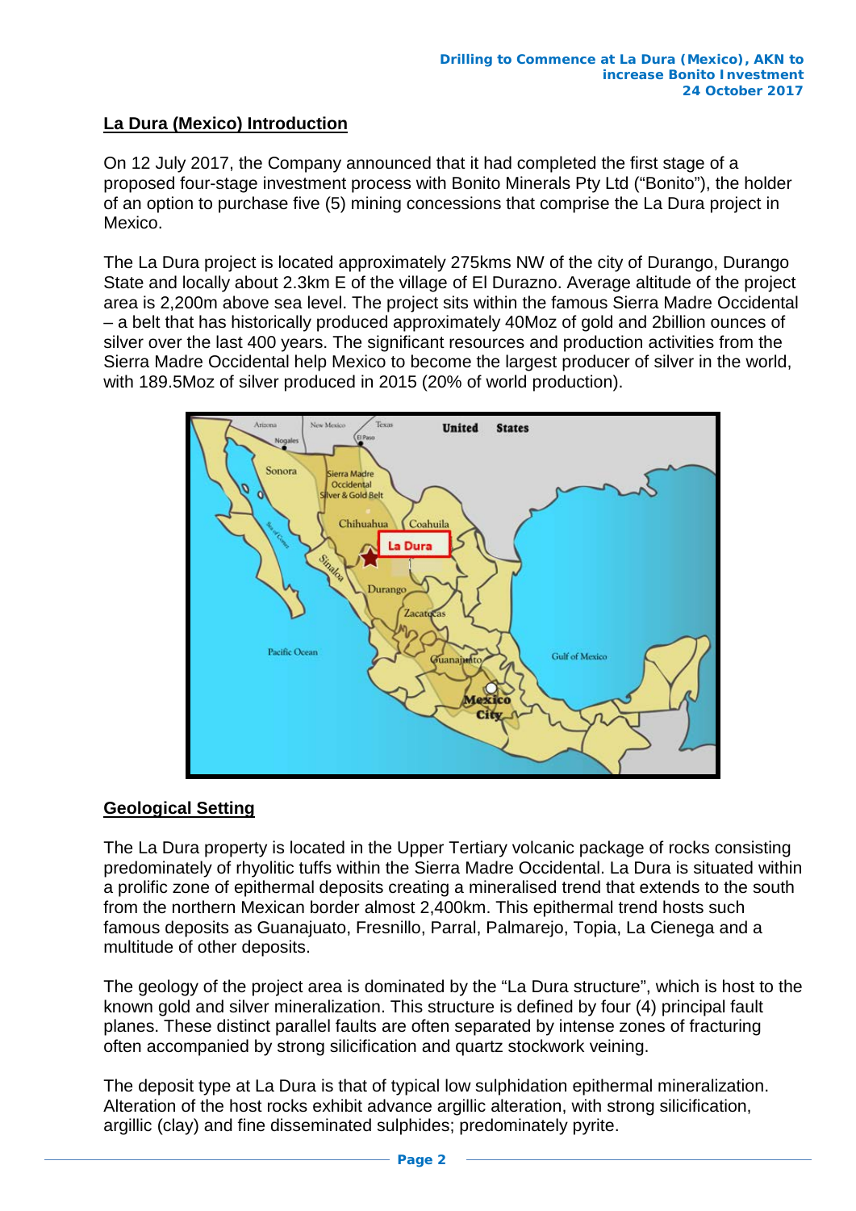## La Dura (Mexico) Introduction

On 12 July 2017, the Company announced that it had completed the first stage of a proposed four-stage investment process with Bonito Minerals Pty Ltd ("Bonito"), the holder of an option to purchase five (5) mining concessions that comprise the La Dura project in Mexico.

The La Dura project is located approximately 275kms NW of the city of Durango, Durango State and locally about 2.3km E of the village of El Durazno. Average altitude of the project area is 2,200m above sea level. The project sits within the famous Sierra Madre Occidental – a belt that has historically produced approximately 40Moz of gold and 2billion ounces of silver over the last 400 years. The significant resources and production activities from the Sierra Madre Occidental help Mexico to become the largest producer of silver in the world, with 189.5Moz of silver produced in 2015 (20% of world production).

## Geological Setting

The La Dura property is located in the Upper Tertiary volcanic package of rocks consisting predominately of rhyolitic tuffs within the Sierra Madre Occidental. La Dura is situated within a prolific zone of epithermal deposits creating a mineralised trend that extends to the south from the northern Mexican border almost 2,400km. This epithermal trend hosts such famous deposits as Guanajuato, Fresnillo, Parral, Palmarejo, Topia, La Cienega and a multitude of other deposits.

The geology of the project area is dominated by the "La Dura structure", which is host to the known gold and silver mineralization. This structure is defined by four (4) principal fault planes. These distinct parallel faults are often separated by intense zones of fracturing often accompanied by strong silicification and quartz stockwork veining.

The deposit type at La Dura is that of typical low sulphidation epithermal mineralization. Alteration of the host rocks exhibit advance argillic alteration, with strong silicification, argillic (clay) and fine disseminated sulphides; predominately pyrite.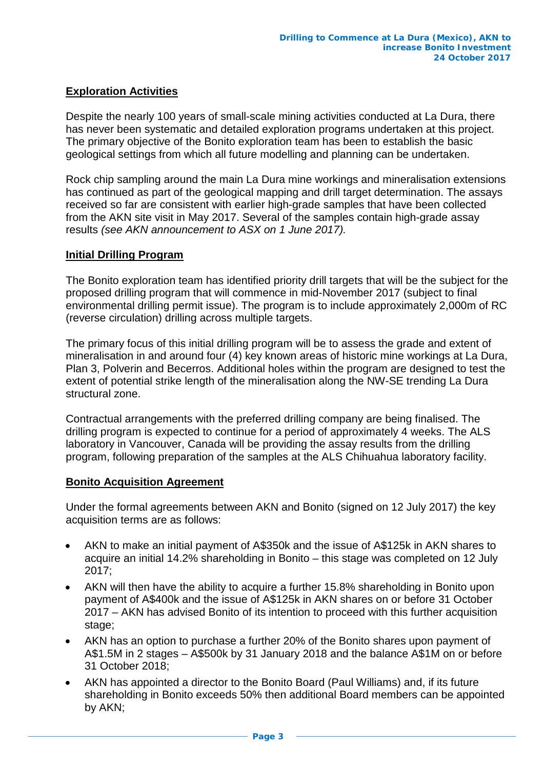## Exploration Activities

Despite the nearly 100 years of small-scale mining activities conducted at La Dura, there has never been systematic and detailed exploration programs undertaken at this project. The primary objective of the Bonito exploration team has been to establish the basic geological settings from which all future modelling and planning can be undertaken.

Rock chip sampling around the main La Dura mine workings and mineralisation extensions has continued as part of the geological mapping and drill target determination. The assays received so far are consistent with earlier high-grade samples that have been collected from the AKN site visit in May 2017. Several of the samples contain high-grade assay results *(see AKN announcement to ASX on 1 June 2017).*

## Initial Drilling Program

The Bonito exploration team has identified priority drill targets that will be the subject for the proposed drilling program that will commence in mid-November 2017 (subject to final environmental drilling permit issue). The program is to include approximately 2,000m of RC (reverse circulation) drilling across multiple targets.

The primary focus of this initial drilling program will be to assess the grade and extent of mineralisation in and around four (4) key known areas of historic mine workings at La Dura, Plan 3, Polverin and Becerros. Additional holes within the program are designed to test the extent of potential strike length of the mineralisation along the NW-SE trending La Dura structural zone.

Contractual arrangements with the preferred drilling company are being finalised. The drilling program is expected to continue for a period of approximately 4 weeks. The ALS laboratory in Vancouver, Canada will be providing the assay results from the drilling program, following preparation of the samples at the ALS Chihuahua laboratory facility.

## Bonito Acquisition Agreement

Under the formal agreements between AKN and Bonito (signed on 12 July 2017) the key acquisition terms are as follows:

- AKN to make an initial payment of A$350k and the issue of A$125k in AKN shares to acquire an initial 14.2% shareholding in Bonito – this stage was completed on 12 July 2017;
- AKN will then have the ability to acquire a further 15.8% shareholding in Bonito upon payment of A$400k and the issue of A$125k in AKN shares on or before 31 October 2017 – AKN has advised Bonito of its intention to proceed with this further acquisition stage;
- AKN has an option to purchase a further 20% of the Bonito shares upon payment of A$1.5M in 2 stages – A$500k by 31 January 2018 and the balance A$1M on or before 31 October 2018;
- AKN has appointed a director to the Bonito Board (Paul Williams) and, if its future shareholding in Bonito exceeds 50% then additional Board members can be appointed by AKN;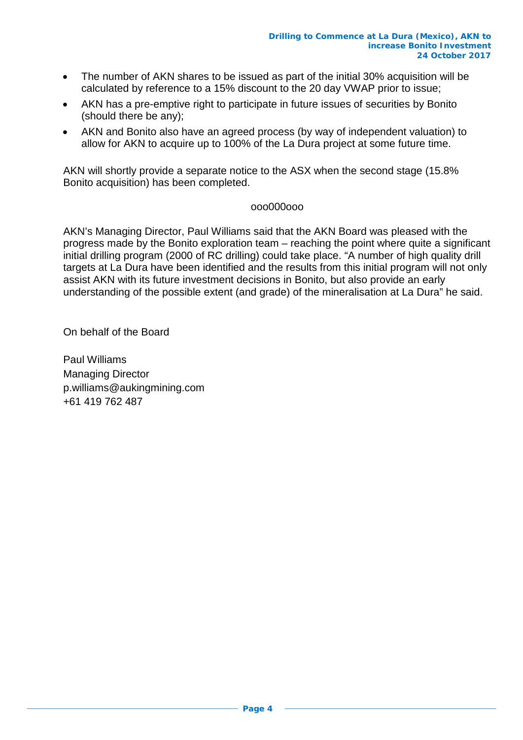- The number of AKN shares to be issued as part of the initial 30% acquisition will be calculated by reference to a 15% discount to the 20 day VWAP prior to issue;
- AKN has a pre-emptive right to participate in future issues of securities by Bonito (should there be any);
- AKN and Bonito also have an agreed process (by way of independent valuation) to allow for AKN to acquire up to 100% of the La Dura project at some future time.

AKN will shortly provide a separate notice to the ASX when the second stage (15.8% Bonito acquisition) has been completed.

ooo000ooo

AKN's Managing Director, Paul Williams said that the AKN Board was pleased with the progress made by the Bonito exploration team – reaching the point where quite a significant initial drilling program (2000 of RC drilling) could take place. "A number of high quality drill targets at La Dura have been identified and the results from this initial program will not only assist AKN with its future investment decisions in Bonito, but also provide an early understanding of the possible extent (and grade) of the mineralisation at La Dura" he said.

On behalf of the Board

Paul Williams
Managing Director
p.williams@aukingmining.com
+61 419 762 487